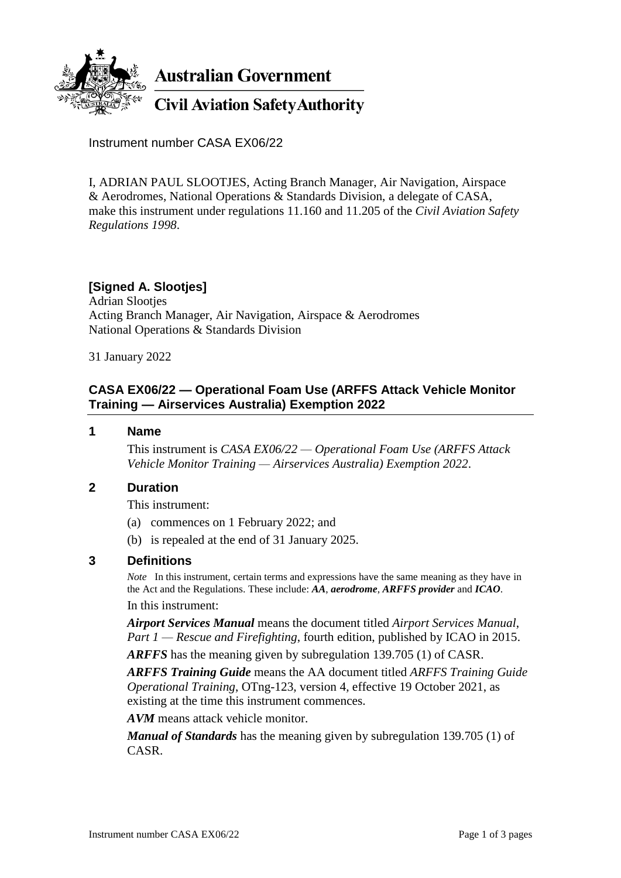**Australian Government**

**Civil Aviation Safety Authority**

Instrument number CASA EX06/22

I, ADRIAN PAUL SLOOTJES, Acting Branch Manager, Air Navigation, Airspace & Aerodromes, National Operations & Standards Division, a delegate of CASA, make this instrument under regulations 11.160 and 11.205 of the *Civil Aviation Safety Regulations 1998*.

**[Signed A. Slootjes]**
Adrian Slootjes
Acting Branch Manager, Air Navigation, Airspace & Aerodromes
National Operations & Standards Division

31 January 2022

## CASA EX06/22 — Operational Foam Use (ARFFS Attack Vehicle Monitor Training — Airservices Australia) Exemption 2022

### 1 Name

This instrument is *CASA EX06/22 — Operational Foam Use (ARFFS Attack Vehicle Monitor Training — Airservices Australia) Exemption 2022*.

### 2 Duration

This instrument:

(a) commences on 1 February 2022; and

(b) is repealed at the end of 31 January 2025.

### 3 Definitions

*Note* In this instrument, certain terms and expressions have the same meaning as they have in the Act and the Regulations. These include: ***AA***, ***aerodrome***, ***ARFFS provider*** and ***ICAO***.

In this instrument:

***Airport Services Manual*** means the document titled *Airport Services Manual, Part 1 — Rescue and Firefighting*, fourth edition, published by ICAO in 2015.

***ARFFS*** has the meaning given by subregulation 139.705 (1) of CASR.

***ARFFS Training Guide*** means the AA document titled *ARFFS Training Guide Operational Training*, OTng-123, version 4, effective 19 October 2021, as existing at the time this instrument commences.

***AVM*** means attack vehicle monitor.

***Manual of Standards*** has the meaning given by subregulation 139.705 (1) of CASR.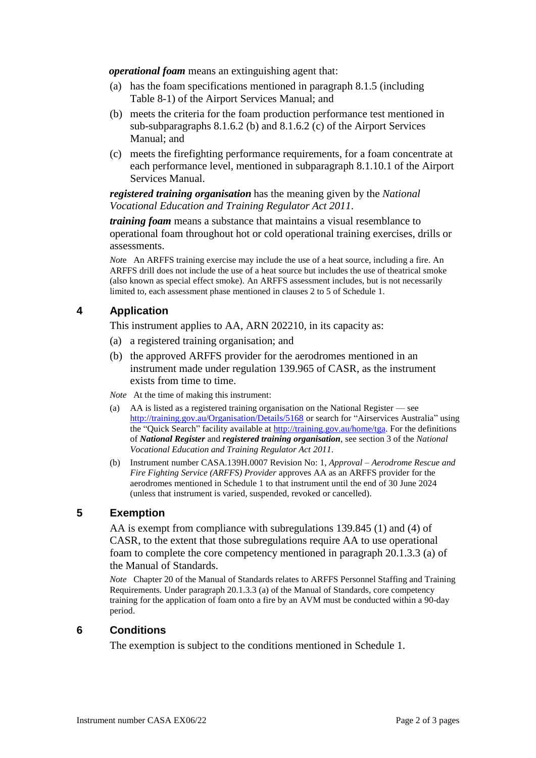***operational foam*** means an extinguishing agent that:

(a) has the foam specifications mentioned in paragraph 8.1.5 (including Table 8-1) of the Airport Services Manual; and

(b) meets the criteria for the foam production performance test mentioned in sub-subparagraphs 8.1.6.2 (b) and 8.1.6.2 (c) of the Airport Services Manual; and

(c) meets the firefighting performance requirements, for a foam concentrate at each performance level, mentioned in subparagraph 8.1.10.1 of the Airport Services Manual.

***registered training organisation*** has the meaning given by the *National Vocational Education and Training Regulator Act 2011*.

***training foam*** means a substance that maintains a visual resemblance to operational foam throughout hot or cold operational training exercises, drills or assessments.

*Note* An ARFFS training exercise may include the use of a heat source, including a fire. An ARFFS drill does not include the use of a heat source but includes the use of theatrical smoke (also known as special effect smoke). An ARFFS assessment includes, but is not necessarily limited to, each assessment phase mentioned in clauses 2 to 5 of Schedule 1.

## 4 Application

This instrument applies to AA, ARN 202210, in its capacity as:

(a) a registered training organisation; and

(b) the approved ARFFS provider for the aerodromes mentioned in an instrument made under regulation 139.965 of CASR, as the instrument exists from time to time.

*Note* At the time of making this instrument:

(a) AA is listed as a registered training organisation on the National Register — see http://training.gov.au/Organisation/Details/5168 or search for "Airservices Australia" using the "Quick Search" facility available at http://training.gov.au/home/tga. For the definitions of ***National Register*** and ***registered training organisation***, see section 3 of the *National Vocational Education and Training Regulator Act 2011*.

(b) Instrument number CASA.139H.0007 Revision No: 1, *Approval – Aerodrome Rescue and Fire Fighting Service (ARFFS) Provider* approves AA as an ARFFS provider for the aerodromes mentioned in Schedule 1 to that instrument until the end of 30 June 2024 (unless that instrument is varied, suspended, revoked or cancelled).

## 5 Exemption

AA is exempt from compliance with subregulations 139.845 (1) and (4) of CASR, to the extent that those subregulations require AA to use operational foam to complete the core competency mentioned in paragraph 20.1.3.3 (a) of the Manual of Standards.

*Note* Chapter 20 of the Manual of Standards relates to ARFFS Personnel Staffing and Training Requirements. Under paragraph 20.1.3.3 (a) of the Manual of Standards, core competency training for the application of foam onto a fire by an AVM must be conducted within a 90-day period.

## 6 Conditions

The exemption is subject to the conditions mentioned in Schedule 1.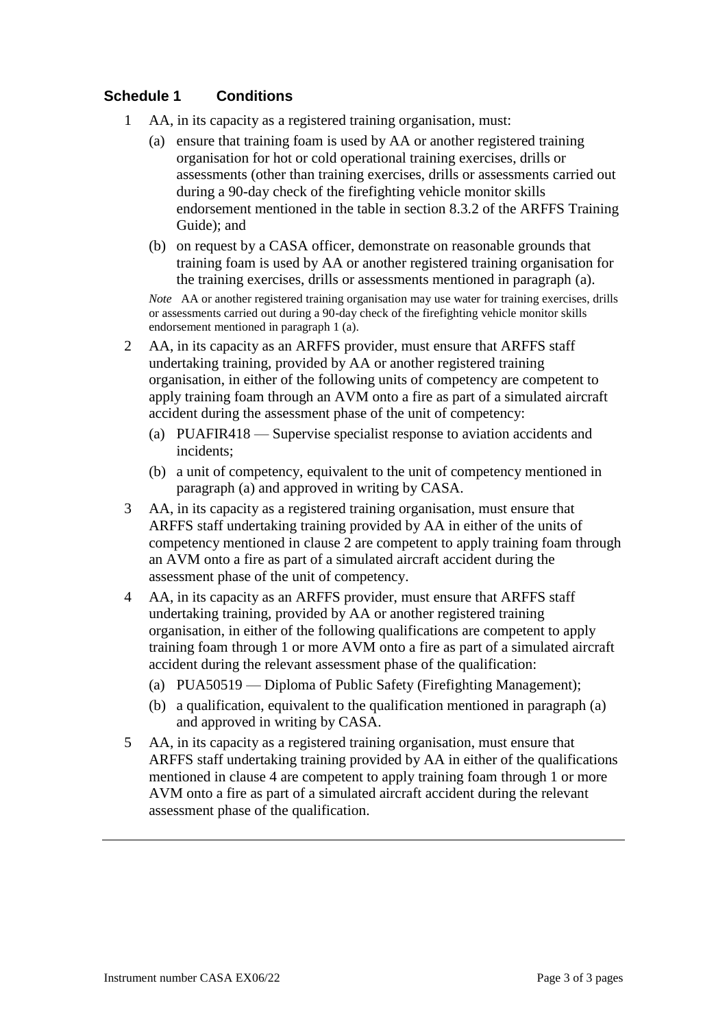## Schedule 1 Conditions

1 AA, in its capacity as a registered training organisation, must:

(a) ensure that training foam is used by AA or another registered training organisation for hot or cold operational training exercises, drills or assessments (other than training exercises, drills or assessments carried out during a 90-day check of the firefighting vehicle monitor skills endorsement mentioned in the table in section 8.3.2 of the ARFFS Training Guide); and

(b) on request by a CASA officer, demonstrate on reasonable grounds that training foam is used by AA or another registered training organisation for the training exercises, drills or assessments mentioned in paragraph (a).

*Note* AA or another registered training organisation may use water for training exercises, drills or assessments carried out during a 90-day check of the firefighting vehicle monitor skills endorsement mentioned in paragraph 1 (a).

2 AA, in its capacity as an ARFFS provider, must ensure that ARFFS staff undertaking training, provided by AA or another registered training organisation, in either of the following units of competency are competent to apply training foam through an AVM onto a fire as part of a simulated aircraft accident during the assessment phase of the unit of competency:

(a) PUAFIR418 — Supervise specialist response to aviation accidents and incidents;

(b) a unit of competency, equivalent to the unit of competency mentioned in paragraph (a) and approved in writing by CASA.

3 AA, in its capacity as a registered training organisation, must ensure that ARFFS staff undertaking training provided by AA in either of the units of competency mentioned in clause 2 are competent to apply training foam through an AVM onto a fire as part of a simulated aircraft accident during the assessment phase of the unit of competency.

4 AA, in its capacity as an ARFFS provider, must ensure that ARFFS staff undertaking training, provided by AA or another registered training organisation, in either of the following qualifications are competent to apply training foam through 1 or more AVM onto a fire as part of a simulated aircraft accident during the relevant assessment phase of the qualification:

(a) PUA50519 — Diploma of Public Safety (Firefighting Management);

(b) a qualification, equivalent to the qualification mentioned in paragraph (a) and approved in writing by CASA.

5 AA, in its capacity as a registered training organisation, must ensure that ARFFS staff undertaking training provided by AA in either of the qualifications mentioned in clause 4 are competent to apply training foam through 1 or more AVM onto a fire as part of a simulated aircraft accident during the relevant assessment phase of the qualification.